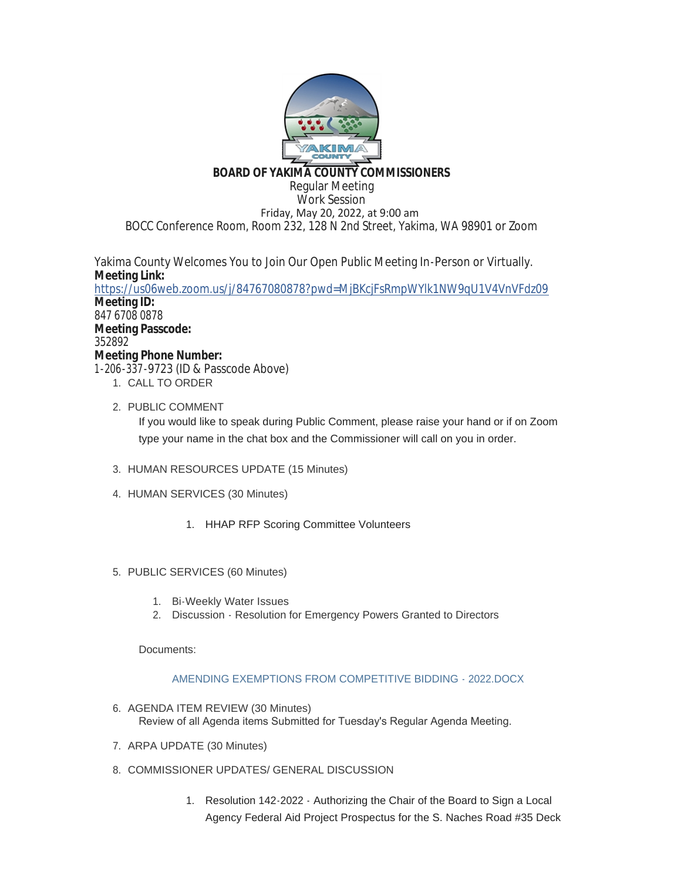**BOARD OF YAKIMA COUNTY COMMISSIONERS**

Regular Meeting

Work Session

Friday, May 20, 2022, at 9:00 am

BOCC Conference Room, Room 232, 128 N 2nd Street, Yakima, WA 98901 or Zoom

Yakima County Welcomes You to Join Our Open Public Meeting In-Person or Virtually.

**Meeting Link:**

https://us06web.zoom.us/j/84767080878?pwd=MjBKcjFsRmpWYlk1NW9qU1V4VnVFdz09

**Meeting ID:**

847 6708 0878

**Meeting Passcode:**

352892

**Meeting Phone Number:**

1-206-337-9723 (ID & Passcode Above)

1. CALL TO ORDER
2. PUBLIC COMMENT

   If you would like to speak during Public Comment, please raise your hand or if on Zoom type your name in the chat box and the Commissioner will call on you in order.

3. HUMAN RESOURCES UPDATE (15 Minutes)
4. HUMAN SERVICES (30 Minutes)
   1. HHAP RFP Scoring Committee Volunteers
5. PUBLIC SERVICES (60 Minutes)
   1. Bi-Weekly Water Issues
   2. Discussion - Resolution for Emergency Powers Granted to Directors

   Documents:

   AMENDING EXEMPTIONS FROM COMPETITIVE BIDDING - 2022.DOCX

6. AGENDA ITEM REVIEW (30 Minutes)

   Review of all Agenda items Submitted for Tuesday's Regular Agenda Meeting.

7. ARPA UPDATE (30 Minutes)
8. COMMISSIONER UPDATES/ GENERAL DISCUSSION
   1. Resolution 142-2022 - Authorizing the Chair of the Board to Sign a Local Agency Federal Aid Project Prospectus for the S. Naches Road #35 Deck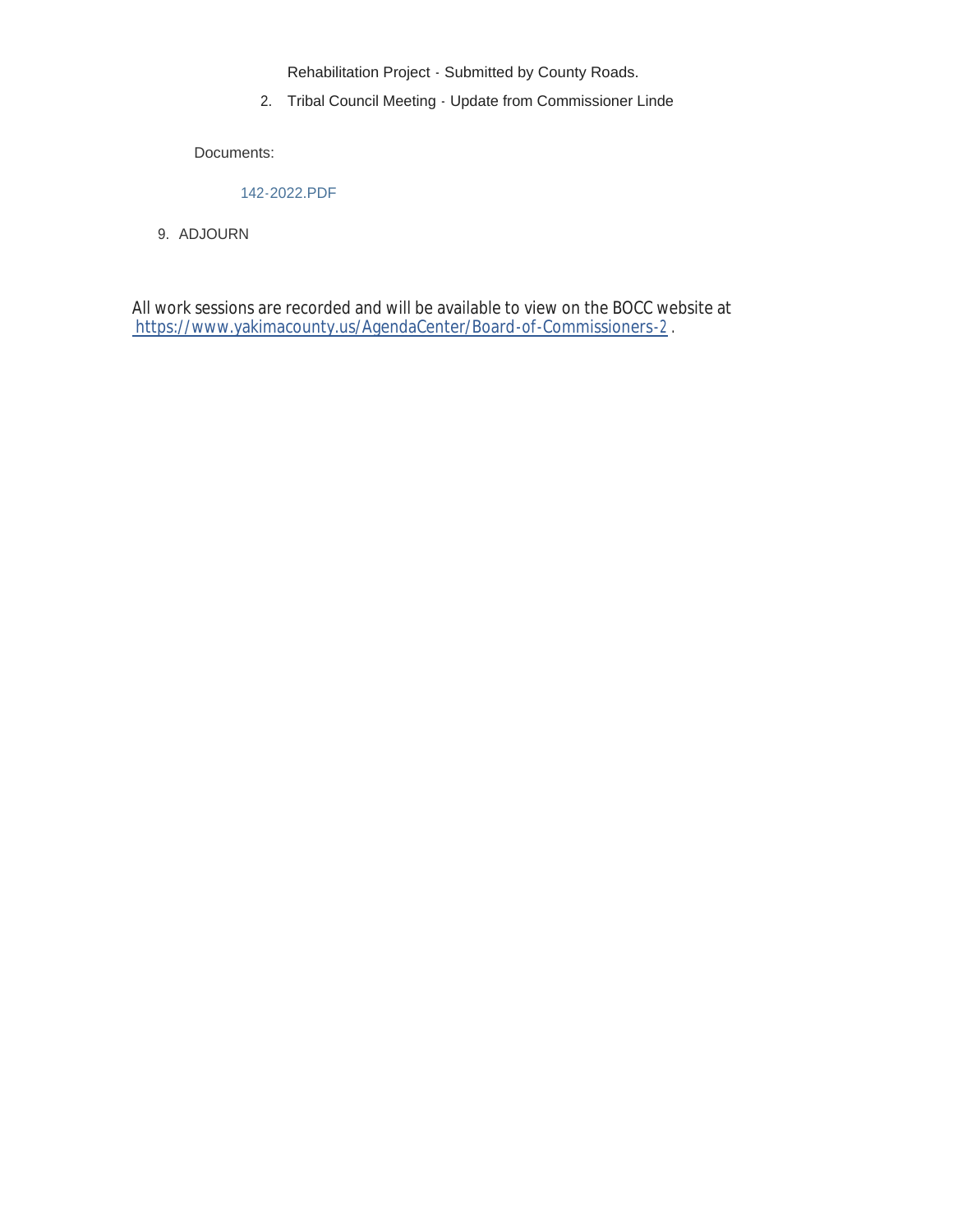Rehabilitation Project - Submitted by County Roads.

2. Tribal Council Meeting - Update from Commissioner Linde

Documents:

142-2022.PDF

9. ADJOURN

All work sessions are recorded and will be available to view on the BOCC website at https://www.yakimacounty.us/AgendaCenter/Board-of-Commissioners-2 .